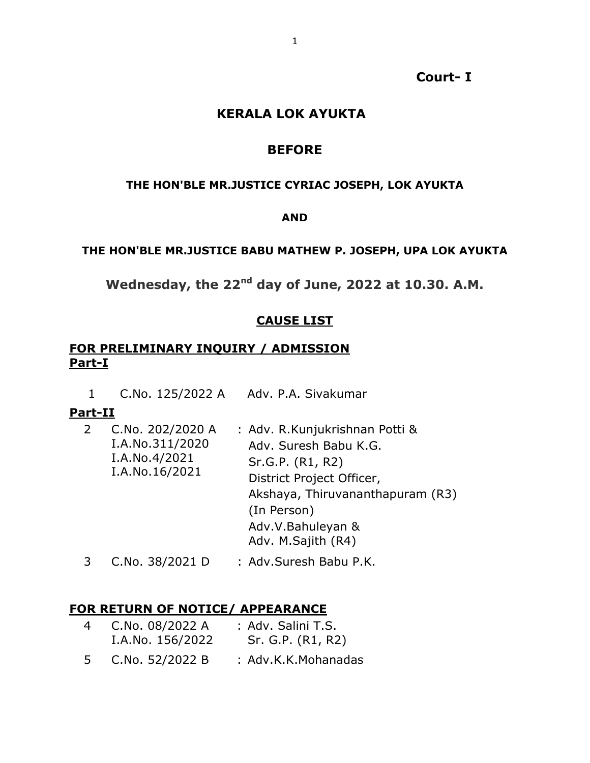**Court- I**

# KERALA LOK AYUKTA

## BEFORE

**THE HON'BLE MR.JUSTICE CYRIAC JOSEPH, LOK AYUKTA**

**AND**

**THE HON'BLE MR.JUSTICE BABU MATHEW P. JOSEPH, UPA LOK AYUKTA**

**Wednesday, the 22nd day of June, 2022 at 10.30. A.M.**

**CAUSE LIST**

**FOR PRELIMINARY INQUIRY / ADMISSION**
**Part-I**

| | | |
|---|---|---|
| 1 | C.No. 125/2022 A | Adv. P.A. Sivakumar |

**Part-II**

| | | |
|---|---|---|
| 2 | C.No. 202/2020 A<br>I.A.No.311/2020<br>I.A.No.4/2021<br>I.A.No.16/2021 | : Adv. R.Kunjukrishnan Potti &<br>Adv. Suresh Babu K.G.<br>Sr.G.P. (R1, R2)<br>District Project Officer,<br>Akshaya, Thiruvananthapuram (R3)<br>(In Person)<br>Adv.V.Bahuleyan &<br>Adv. M.Sajith (R4) |
| 3 | C.No. 38/2021 D | : Adv.Suresh Babu P.K. |

**FOR RETURN OF NOTICE/ APPEARANCE**

| | | |
|---|---|---|
| 4 | C.No. 08/2022 A<br>I.A.No. 156/2022 | : Adv. Salini T.S.<br>Sr. G.P. (R1, R2) |
| 5 | C.No. 52/2022 B | : Adv.K.K.Mohanadas |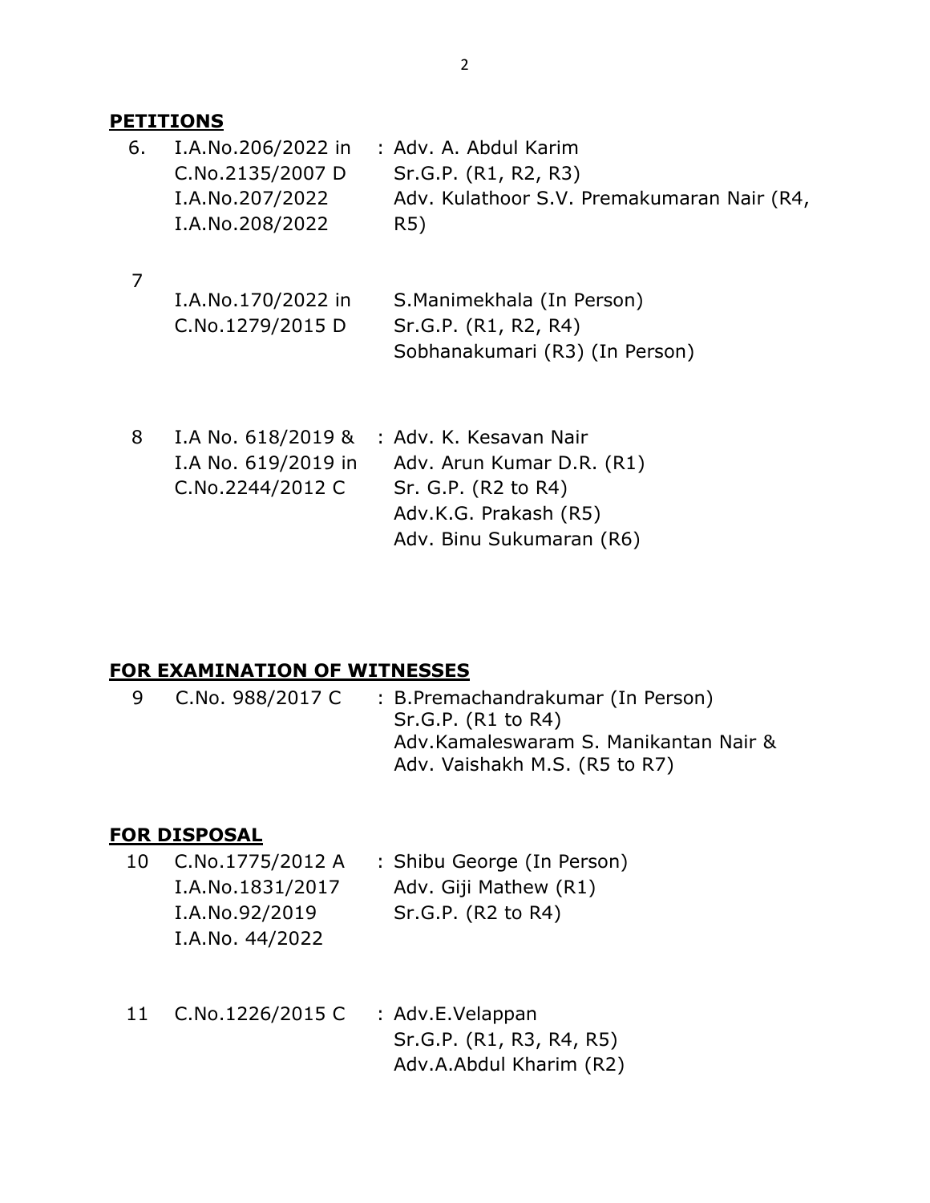**PETITIONS**

| | | |
|---|---|---|
| 6. | I.A.No.206/2022 in C.No.2135/2007 D I.A.No.207/2022 I.A.No.208/2022 | : Adv. A. Abdul Karim Sr.G.P. (R1, R2, R3) Adv. Kulathoor S.V. Premakumaran Nair (R4, R5) |
| 7 | I.A.No.170/2022 in C.No.1279/2015 D | S.Manimekhala (In Person) Sr.G.P. (R1, R2, R4) Sobhanakumari (R3) (In Person) |
| 8 | I.A No. 618/2019 & I.A No. 619/2019 in C.No.2244/2012 C | : Adv. K. Kesavan Nair Adv. Arun Kumar D.R. (R1) Sr. G.P. (R2 to R4) Adv.K.G. Prakash (R5) Adv. Binu Sukumaran (R6) |

**FOR EXAMINATION OF WITNESSES**

| | | |
|---|---|---|
| 9 | C.No. 988/2017 C | : B.Premachandrakumar (In Person) Sr.G.P. (R1 to R4) Adv.Kamaleswaram S. Manikantan Nair & Adv. Vaishakh M.S. (R5 to R7) |

**FOR DISPOSAL**

| | | |
|---|---|---|
| 10 | C.No.1775/2012 A I.A.No.1831/2017 I.A.No.92/2019 I.A.No. 44/2022 | : Shibu George (In Person) Adv. Giji Mathew (R1) Sr.G.P. (R2 to R4) |
| 11 | C.No.1226/2015 C | : Adv.E.Velappan Sr.G.P. (R1, R3, R4, R5) Adv.A.Abdul Kharim (R2) |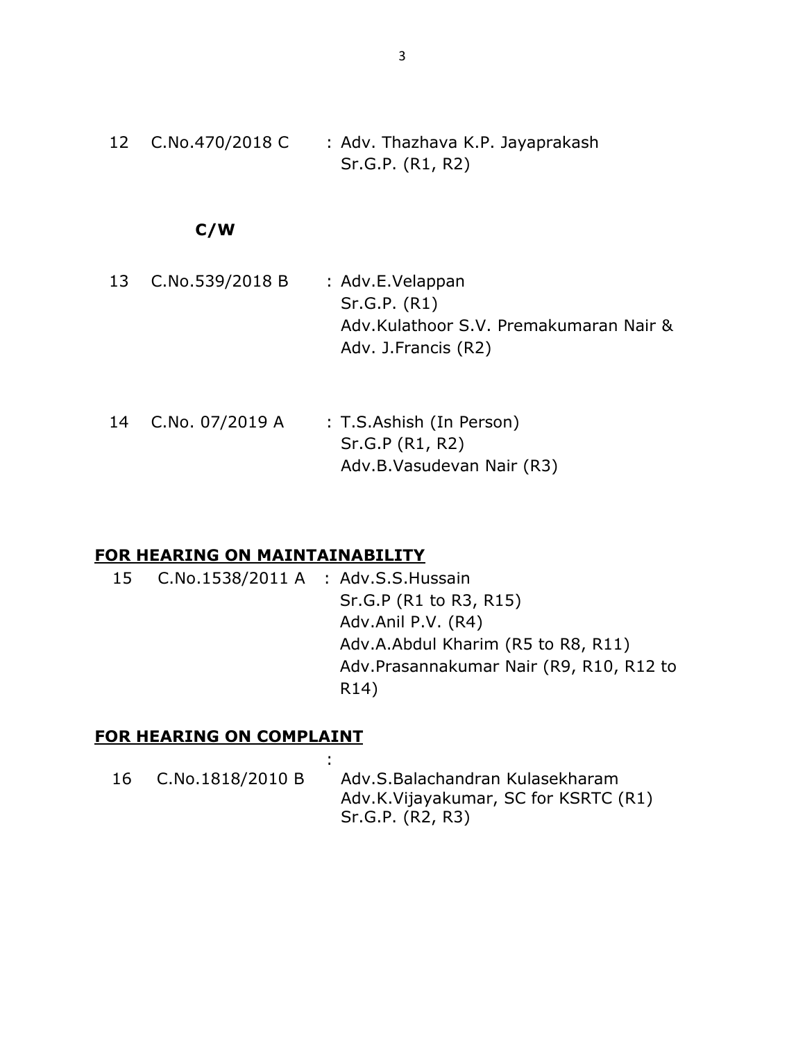| | | |
|---|---|---|
| 12 | C.No.470/2018 C | : Adv. Thazhava K.P. Jayaprakash<br>Sr.G.P. (R1, R2) |

**C/W**

| | | |
|---|---|---|
| 13 | C.No.539/2018 B | : Adv.E.Velappan<br>Sr.G.P. (R1)<br>Adv.Kulathoor S.V. Premakumaran Nair &<br>Adv. J.Francis (R2) |
| 14 | C.No. 07/2019 A | : T.S.Ashish (In Person)<br>Sr.G.P (R1, R2)<br>Adv.B.Vasudevan Nair (R3) |

## **FOR HEARING ON MAINTAINABILITY**

| | | |
|---|---|---|
| 15 | C.No.1538/2011 A | : Adv.S.S.Hussain<br>Sr.G.P (R1 to R3, R15)<br>Adv.Anil P.V. (R4)<br>Adv.A.Abdul Kharim (R5 to R8, R11)<br>Adv.Prasannakumar Nair (R9, R10, R12 to R14) |

## **FOR HEARING ON COMPLAINT**

| | | |
|---|---|---|
| 16 | C.No.1818/2010 B | : Adv.S.Balachandran Kulasekharam<br>Adv.K.Vijayakumar, SC for KSRTC (R1)<br>Sr.G.P. (R2, R3) |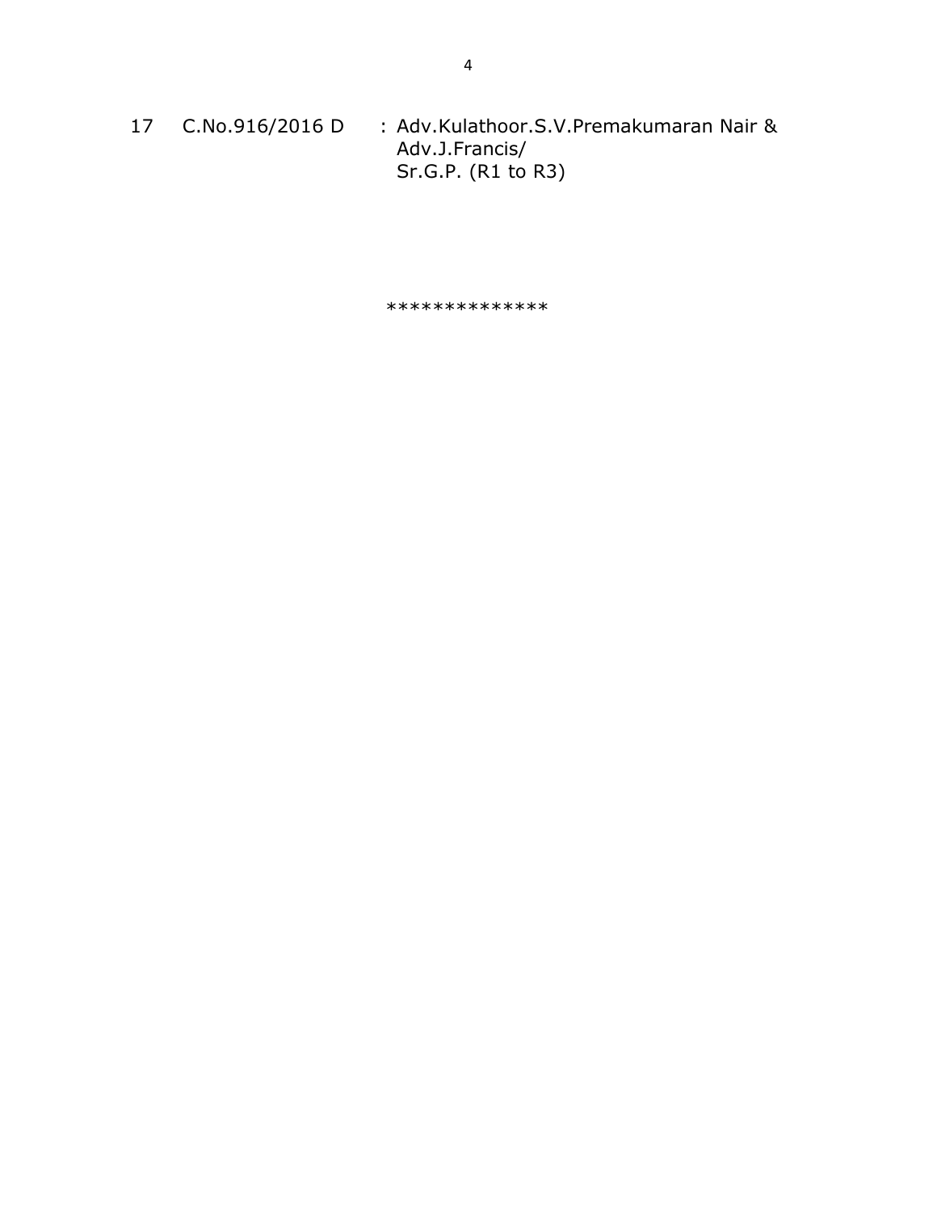| 17 | C.No.916/2016 D | : Adv.Kulathoor.S.V.Premakumaran Nair & Adv.J.Francis/ Sr.G.P. (R1 to R3) |
|---|---|---|

**************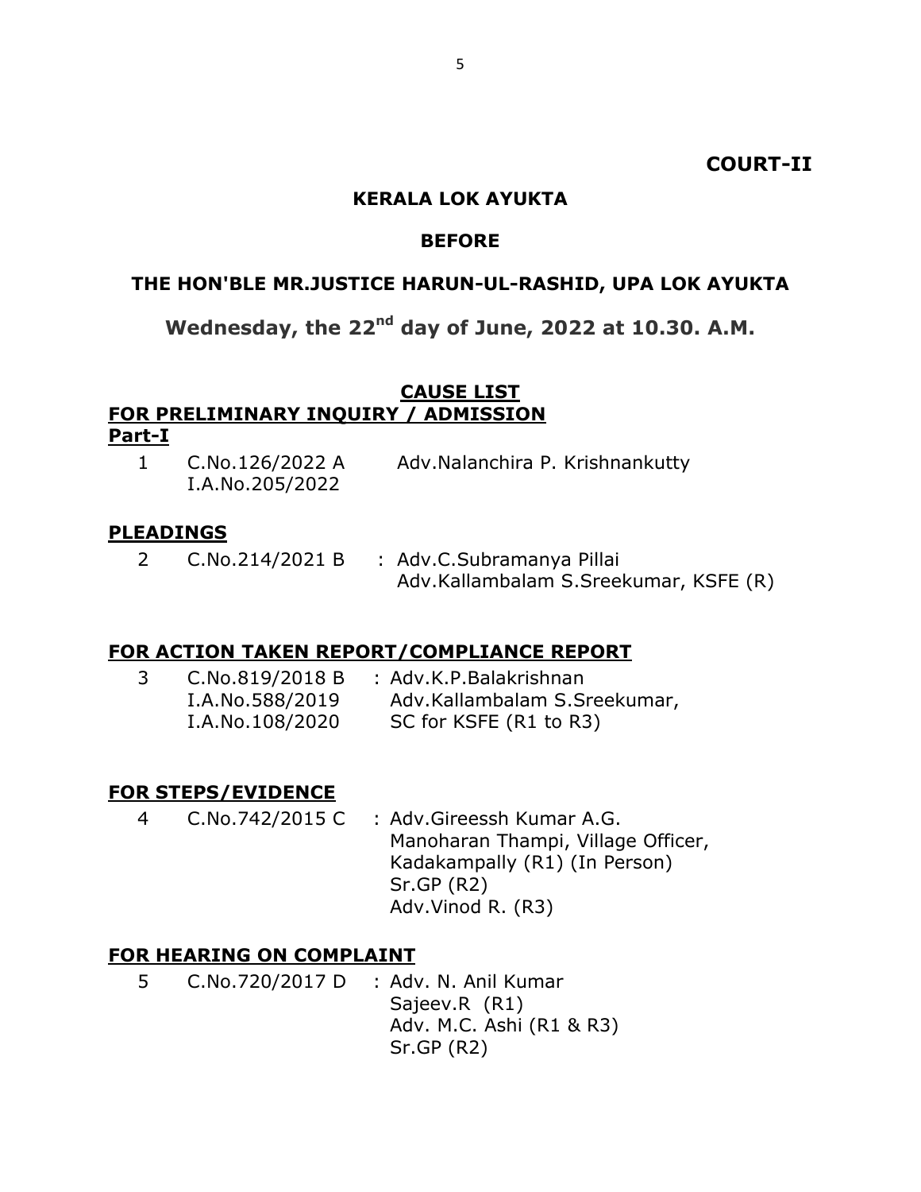**COURT-II**

**KERALA LOK AYUKTA**

**BEFORE**

**THE HON'BLE MR.JUSTICE HARUN-UL-RASHID, UPA LOK AYUKTA**

**Wednesday, the 22nd day of June, 2022 at 10.30. A.M.**

**CAUSE LIST**

**FOR PRELIMINARY INQUIRY / ADMISSION**

**Part-I**

| | | |
|---|---|---|
| 1 | C.No.126/2022 A<br>I.A.No.205/2022 | Adv.Nalanchira P. Krishnankutty |

**PLEADINGS**

| | | |
|---|---|---|
| 2 | C.No.214/2021 B | : Adv.C.Subramanya Pillai<br>Adv.Kallambalam S.Sreekumar, KSFE (R) |

**FOR ACTION TAKEN REPORT/COMPLIANCE REPORT**

| | | |
|---|---|---|
| 3 | C.No.819/2018 B<br>I.A.No.588/2019<br>I.A.No.108/2020 | : Adv.K.P.Balakrishnan<br>Adv.Kallambalam S.Sreekumar,<br>SC for KSFE (R1 to R3) |

**FOR STEPS/EVIDENCE**

| | | |
|---|---|---|
| 4 | C.No.742/2015 C | : Adv.Gireessh Kumar A.G.<br>Manoharan Thampi, Village Officer,<br>Kadakampally (R1) (In Person)<br>Sr.GP (R2)<br>Adv.Vinod R. (R3) |

**FOR HEARING ON COMPLAINT**

| | | |
|---|---|---|
| 5 | C.No.720/2017 D | : Adv. N. Anil Kumar<br>Sajeev.R (R1)<br>Adv. M.C. Ashi (R1 & R3)<br>Sr.GP (R2) |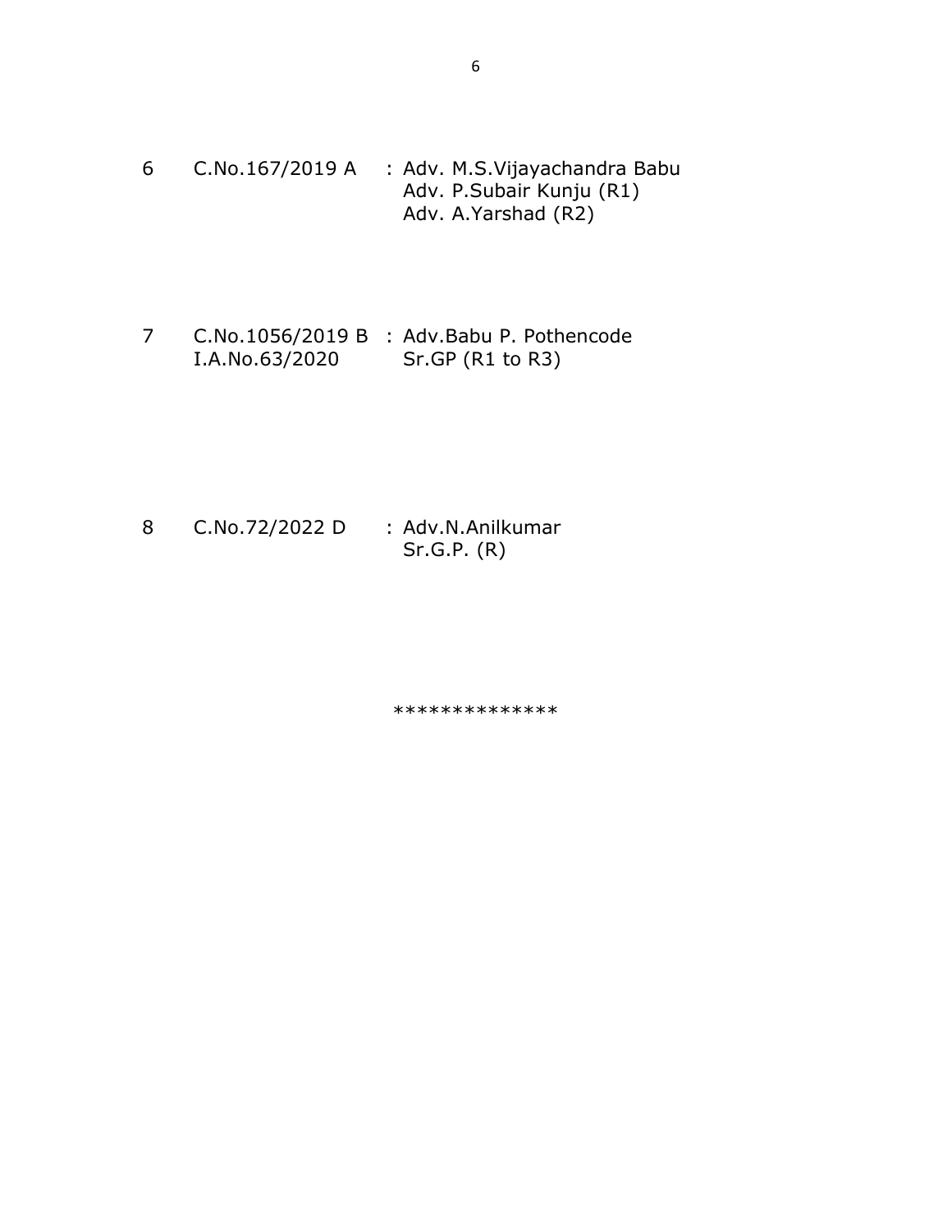| | | | |
|---|---|---|---|
| 6 | C.No.167/2019 A | : | Adv. M.S.Vijayachandra Babu<br>Adv. P.Subair Kunju (R1)<br>Adv. A.Yarshad (R2) |
| 7 | C.No.1056/2019 B<br>I.A.No.63/2020 | : | Adv.Babu P. Pothencode<br>Sr.GP (R1 to R3) |
| 8 | C.No.72/2022 D | : | Adv.N.Anilkumar<br>Sr.G.P. (R) |

**************